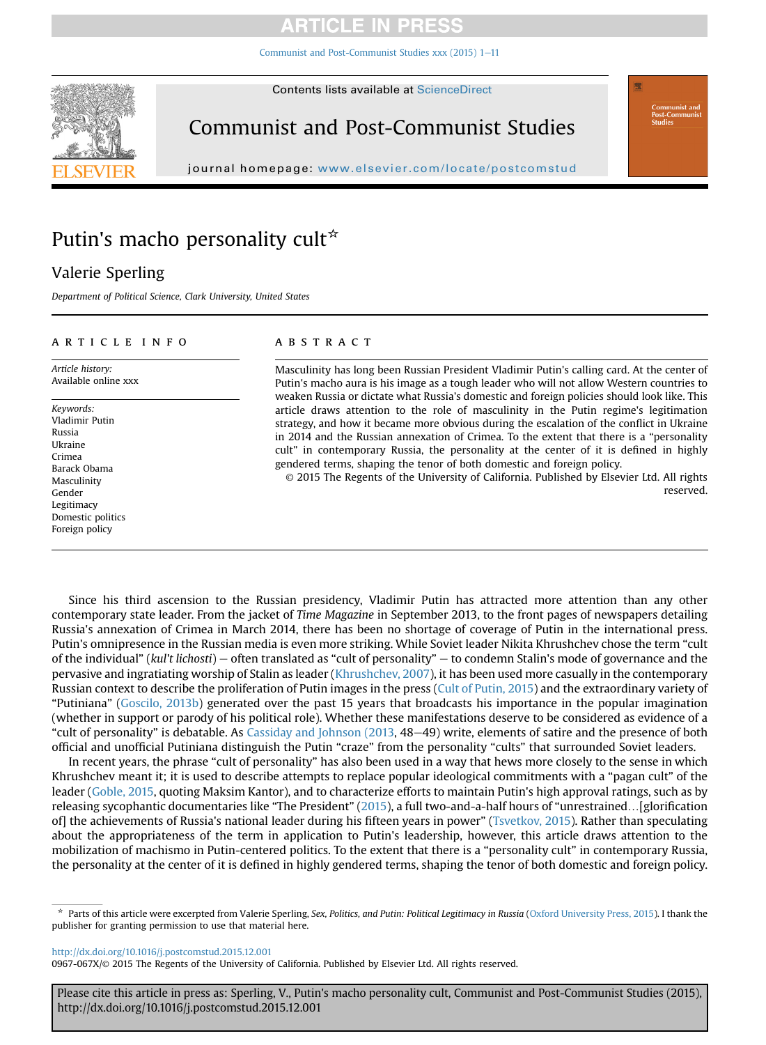# Putin's macho personality cult☆

Valerie Sperling

*Department of Political Science, Clark University, United States*

## ARTICLE INFO

*Article history:*
Available online xxx

*Keywords:*
Vladimir Putin
Russia
Ukraine
Crimea
Barack Obama
Masculinity
Gender
Legitimacy
Domestic politics
Foreign policy

## ABSTRACT

Masculinity has long been Russian President Vladimir Putin's calling card. At the center of Putin's macho aura is his image as a tough leader who will not allow Western countries to weaken Russia or dictate what Russia's domestic and foreign policies should look like. This article draws attention to the role of masculinity in the Putin regime's legitimation strategy, and how it became more obvious during the escalation of the conflict in Ukraine in 2014 and the Russian annexation of Crimea. To the extent that there is a "personality cult" in contemporary Russia, the personality at the center of it is defined in highly gendered terms, shaping the tenor of both domestic and foreign policy.

© 2015 The Regents of the University of California. Published by Elsevier Ltd. All rights reserved.

Since his third ascension to the Russian presidency, Vladimir Putin has attracted more attention than any other contemporary state leader. From the jacket of *Time Magazine* in September 2013, to the front pages of newspapers detailing Russia's annexation of Crimea in March 2014, there has been no shortage of coverage of Putin in the international press. Putin's omnipresence in the Russian media is even more striking. While Soviet leader Nikita Khrushchev chose the term "cult of the individual" (*kul't lichosti*) – often translated as "cult of personality" – to condemn Stalin's mode of governance and the pervasive and ingratiating worship of Stalin as leader (Khrushchev, 2007), it has been used more casually in the contemporary Russian context to describe the proliferation of Putin images in the press (Cult of Putin, 2015) and the extraordinary variety of "Putiniana" (Goscilo, 2013b) generated over the past 15 years that broadcasts his importance in the popular imagination (whether in support or parody of his political role). Whether these manifestations deserve to be considered as evidence of a "cult of personality" is debatable. As Cassiday and Johnson (2013, 48–49) write, elements of satire and the presence of both official and unofficial Putiniana distinguish the Putin "craze" from the personality "cults" that surrounded Soviet leaders.

In recent years, the phrase "cult of personality" has also been used in a way that hews more closely to the sense in which Khrushchev meant it; it is used to describe attempts to replace popular ideological commitments with a "pagan cult" of the leader (Goble, 2015, quoting Maksim Kantor), and to characterize efforts to maintain Putin's high approval ratings, such as by releasing sycophantic documentaries like "The President" (2015), a full two-and-a-half hours of "unrestrained…[glorification of] the achievements of Russia's national leader during his fifteen years in power" (Tsvetkov, 2015). Rather than speculating about the appropriateness of the term in application to Putin's leadership, however, this article draws attention to the mobilization of machismo in Putin-centered politics. To the extent that there is a "personality cult" in contemporary Russia, the personality at the center of it is defined in highly gendered terms, shaping the tenor of both domestic and foreign policy.

☆ Parts of this article were excerpted from Valerie Sperling, *Sex, Politics, and Putin: Political Legitimacy in Russia* (Oxford University Press, 2015). I thank the publisher for granting permission to use that material here.

http://dx.doi.org/10.1016/j.postcomstud.2015.12.001
0967-067X/© 2015 The Regents of the University of California. Published by Elsevier Ltd. All rights reserved.

Please cite this article in press as: Sperling, V., Putin's macho personality cult, Communist and Post-Communist Studies (2015), http://dx.doi.org/10.1016/j.postcomstud.2015.12.001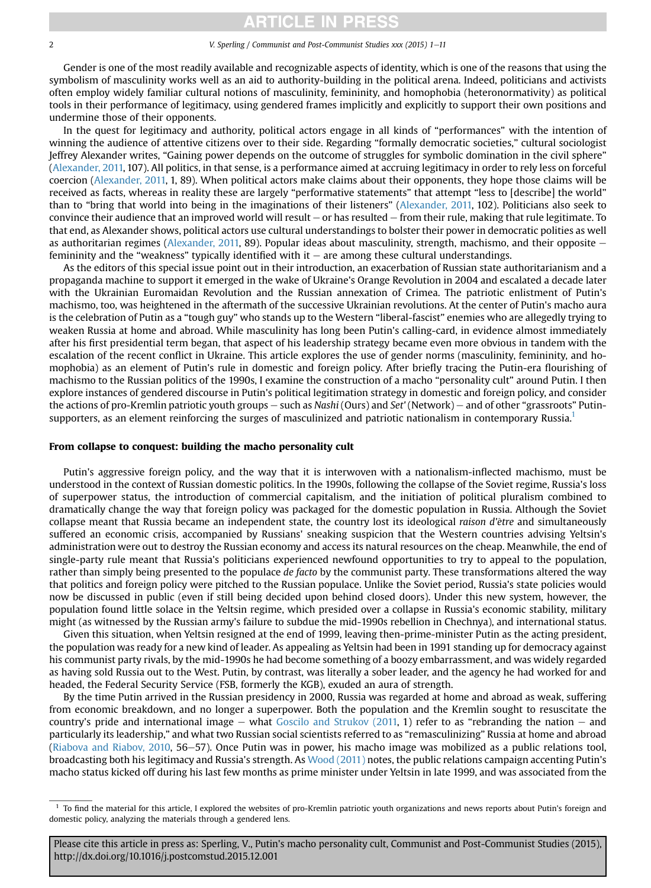Gender is one of the most readily available and recognizable aspects of identity, which is one of the reasons that using the symbolism of masculinity works well as an aid to authority-building in the political arena. Indeed, politicians and activists often employ widely familiar cultural notions of masculinity, femininity, and homophobia (heteronormativity) as political tools in their performance of legitimacy, using gendered frames implicitly and explicitly to support their own positions and undermine those of their opponents.

In the quest for legitimacy and authority, political actors engage in all kinds of "performances" with the intention of winning the audience of attentive citizens over to their side. Regarding "formally democratic societies," cultural sociologist Jeffrey Alexander writes, "Gaining power depends on the outcome of struggles for symbolic domination in the civil sphere" (Alexander, 2011, 107). All politics, in that sense, is a performance aimed at accruing legitimacy in order to rely less on forceful coercion (Alexander, 2011, 1, 89). When political actors make claims about their opponents, they hope those claims will be received as facts, whereas in reality these are largely "performative statements" that attempt "less to [describe] the world" than to "bring that world into being in the imaginations of their listeners" (Alexander, 2011, 102). Politicians also seek to convince their audience that an improved world will result – or has resulted – from their rule, making that rule legitimate. To that end, as Alexander shows, political actors use cultural understandings to bolster their power in democratic polities as well as authoritarian regimes (Alexander, 2011, 89). Popular ideas about masculinity, strength, machismo, and their opposite – femininity and the "weakness" typically identified with it – are among these cultural understandings.

As the editors of this special issue point out in their introduction, an exacerbation of Russian state authoritarianism and a propaganda machine to support it emerged in the wake of Ukraine's Orange Revolution in 2004 and escalated a decade later with the Ukrainian Euromaidan Revolution and the Russian annexation of Crimea. The patriotic enlistment of Putin's machismo, too, was heightened in the aftermath of the successive Ukrainian revolutions. At the center of Putin's macho aura is the celebration of Putin as a "tough guy" who stands up to the Western "liberal-fascist" enemies who are allegedly trying to weaken Russia at home and abroad. While masculinity has long been Putin's calling-card, in evidence almost immediately after his first presidential term began, that aspect of his leadership strategy became even more obvious in tandem with the escalation of the recent conflict in Ukraine. This article explores the use of gender norms (masculinity, femininity, and homophobia) as an element of Putin's rule in domestic and foreign policy. After briefly tracing the Putin-era flourishing of machismo to the Russian politics of the 1990s, I examine the construction of a macho "personality cult" around Putin. I then explore instances of gendered discourse in Putin's political legitimation strategy in domestic and foreign policy, and consider the actions of pro-Kremlin patriotic youth groups – such as *Nashi* (Ours) and *Set'* (Network) – and of other "grassroots" Putin-supporters, as an element reinforcing the surges of masculinized and patriotic nationalism in contemporary Russia.[1]

## From collapse to conquest: building the macho personality cult

Putin's aggressive foreign policy, and the way that it is interwoven with a nationalism-inflected machismo, must be understood in the context of Russian domestic politics. In the 1990s, following the collapse of the Soviet regime, Russia's loss of superpower status, the introduction of commercial capitalism, and the initiation of political pluralism combined to dramatically change the way that foreign policy was packaged for the domestic population in Russia. Although the Soviet collapse meant that Russia became an independent state, the country lost its ideological *raison d'ètre* and simultaneously suffered an economic crisis, accompanied by Russians' sneaking suspicion that the Western countries advising Yeltsin's administration were out to destroy the Russian economy and access its natural resources on the cheap. Meanwhile, the end of single-party rule meant that Russia's politicians experienced newfound opportunities to try to appeal to the population, rather than simply being presented to the populace *de facto* by the communist party. These transformations altered the way that politics and foreign policy were pitched to the Russian populace. Unlike the Soviet period, Russia's state policies would now be discussed in public (even if still being decided upon behind closed doors). Under this new system, however, the population found little solace in the Yeltsin regime, which presided over a collapse in Russia's economic stability, military might (as witnessed by the Russian army's failure to subdue the mid-1990s rebellion in Chechnya), and international status.

Given this situation, when Yeltsin resigned at the end of 1999, leaving then-prime-minister Putin as the acting president, the population was ready for a new kind of leader. As appealing as Yeltsin had been in 1991 standing up for democracy against his communist party rivals, by the mid-1990s he had become something of a boozy embarrassment, and was widely regarded as having sold Russia out to the West. Putin, by contrast, was literally a sober leader, and the agency he had worked for and headed, the Federal Security Service (FSB, formerly the KGB), exuded an aura of strength.

By the time Putin arrived in the Russian presidency in 2000, Russia was regarded at home and abroad as weak, suffering from economic breakdown, and no longer a superpower. Both the population and the Kremlin sought to resuscitate the country's pride and international image – what Goscilo and Strukov (2011, 1) refer to as "rebranding the nation – and particularly its leadership," and what two Russian social scientists referred to as "remasculinizing" Russia at home and abroad (Riabova and Riabov, 2010, 56–57). Once Putin was in power, his macho image was mobilized as a public relations tool, broadcasting both his legitimacy and Russia's strength. As Wood (2011) notes, the public relations campaign accenting Putin's macho status kicked off during his last few months as prime minister under Yeltsin in late 1999, and was associated from the

[1] To find the material for this article, I explored the websites of pro-Kremlin patriotic youth organizations and news reports about Putin's foreign and domestic policy, analyzing the materials through a gendered lens.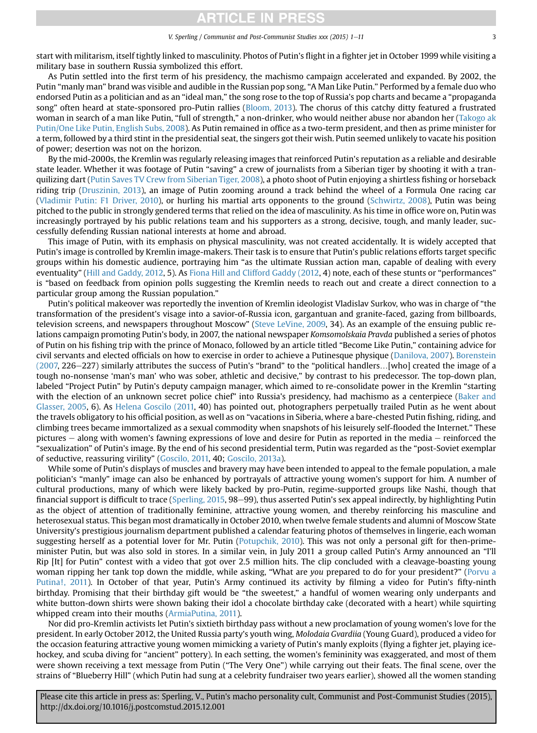start with militarism, itself tightly linked to masculinity. Photos of Putin's flight in a fighter jet in October 1999 while visiting a military base in southern Russia symbolized this effort.

As Putin settled into the first term of his presidency, the machismo campaign accelerated and expanded. By 2002, the Putin "manly man" brand was visible and audible in the Russian pop song, "A Man Like Putin." Performed by a female duo who endorsed Putin as a politician and as an "ideal man," the song rose to the top of Russia's pop charts and became a "propaganda song" often heard at state-sponsored pro-Putin rallies (Bloom, 2013). The chorus of this catchy ditty featured a frustrated woman in search of a man like Putin, "full of strength," a non-drinker, who would neither abuse nor abandon her (Takogo ak Putin/One Like Putin, English Subs, 2008). As Putin remained in office as a two-term president, and then as prime minister for a term, followed by a third stint in the presidential seat, the singers got their wish. Putin seemed unlikely to vacate his position of power; desertion was not on the horizon.

By the mid-2000s, the Kremlin was regularly releasing images that reinforced Putin's reputation as a reliable and desirable state leader. Whether it was footage of Putin "saving" a crew of journalists from a Siberian tiger by shooting it with a tranquilizing dart (Putin Saves TV Crew from Siberian Tiger, 2008), a photo shoot of Putin enjoying a shirtless fishing or horseback riding trip (Druszinin, 2013), an image of Putin zooming around a track behind the wheel of a Formula One racing car (Vladimir Putin: F1 Driver, 2010), or hurling his martial arts opponents to the ground (Schwirtz, 2008), Putin was being pitched to the public in strongly gendered terms that relied on the idea of masculinity. As his time in office wore on, Putin was increasingly portrayed by his public relations team and his supporters as a strong, decisive, tough, and manly leader, successfully defending Russian national interests at home and abroad.

This image of Putin, with its emphasis on physical masculinity, was not created accidentally. It is widely accepted that Putin's image is controlled by Kremlin image-makers. Their task is to ensure that Putin's public relations efforts target specific groups within his domestic audience, portraying him "as the ultimate Russian action man, capable of dealing with every eventuality" (Hill and Gaddy, 2012, 5). As Fiona Hill and Clifford Gaddy (2012, 4) note, each of these stunts or "performances" is "based on feedback from opinion polls suggesting the Kremlin needs to reach out and create a direct connection to a particular group among the Russian population."

Putin's political makeover was reportedly the invention of Kremlin ideologist Vladislav Surkov, who was in charge of "the transformation of the president's visage into a savior-of-Russia icon, gargantuan and granite-faced, gazing from billboards, television screens, and newspapers throughout Moscow" (Steve LeVine, 2009, 34). As an example of the ensuing public relations campaign promoting Putin's body, in 2007, the national newspaper *Komsomolskaia Pravda* published a series of photos of Putin on his fishing trip with the prince of Monaco, followed by an article titled "Become Like Putin," containing advice for civil servants and elected officials on how to exercise in order to achieve a Putinesque physique (Danilova, 2007). Borenstein (2007, 226–227) similarly attributes the success of Putin's "brand" to the "political handlers…[who] created the image of a tough no-nonsense 'man's man' who was sober, athletic and decisive," by contrast to his predecessor. The top-down plan, labeled "Project Putin" by Putin's deputy campaign manager, which aimed to re-consolidate power in the Kremlin "starting with the election of an unknown secret police chief" into Russia's presidency, had machismo as a centerpiece (Baker and Glasser, 2005, 6). As Helena Goscilo (2011, 40) has pointed out, photographers perpetually trailed Putin as he went about the travels obligatory to his official position, as well as on "vacations in Siberia, where a bare-chested Putin fishing, riding, and climbing trees became immortalized as a sexual commodity when snapshots of his leisurely self-flooded the Internet." These pictures – along with women's fawning expressions of love and desire for Putin as reported in the media – reinforced the "sexualization" of Putin's image. By the end of his second presidential term, Putin was regarded as the "post-Soviet exemplar of seductive, reassuring virility" (Goscilo, 2011, 40; Goscilo, 2013a).

While some of Putin's displays of muscles and bravery may have been intended to appeal to the female population, a male politician's "manly" image can also be enhanced by portrayals of attractive young women's support for him. A number of cultural productions, many of which were likely backed by pro-Putin, regime-supported groups like Nashi, though that financial support is difficult to trace (Sperling, 2015, 98–99), thus asserted Putin's sex appeal indirectly, by highlighting Putin as the object of attention of traditionally feminine, attractive young women, and thereby reinforcing his masculine and heterosexual status. This began most dramatically in October 2010, when twelve female students and alumni of Moscow State University's prestigious journalism department published a calendar featuring photos of themselves in lingerie, each woman suggesting herself as a potential lover for Mr. Putin (Potupchik, 2010). This was not only a personal gift for then-prime-minister Putin, but was also sold in stores. In a similar vein, in July 2011 a group called Putin's Army announced an "I'll Rip [It] for Putin" contest with a video that got over 2.5 million hits. The clip concluded with a cleavage-boasting young woman ripping her tank top down the middle, while asking, "What are *you* prepared to do for your president?" (Porvu a Putina!, 2011). In October of that year, Putin's Army continued its activity by filming a video for Putin's fifty-ninth birthday. Promising that their birthday gift would be "the sweetest," a handful of women wearing only underpants and white button-down shirts were shown baking their idol a chocolate birthday cake (decorated with a heart) while squirting whipped cream into their mouths (ArmiaPutina, 2011).

Nor did pro-Kremlin activists let Putin's sixtieth birthday pass without a new proclamation of young women's love for the president. In early October 2012, the United Russia party's youth wing, *Molodaia Gvardiia* (Young Guard), produced a video for the occasion featuring attractive young women mimicking a variety of Putin's manly exploits (flying a fighter jet, playing ice-hockey, and scuba diving for "ancient" pottery). In each setting, the women's femininity was exaggerated, and most of them were shown receiving a text message from Putin ("The Very One") while carrying out their feats. The final scene, over the strains of "Blueberry Hill" (which Putin had sung at a celebrity fundraiser two years earlier), showed all the women standing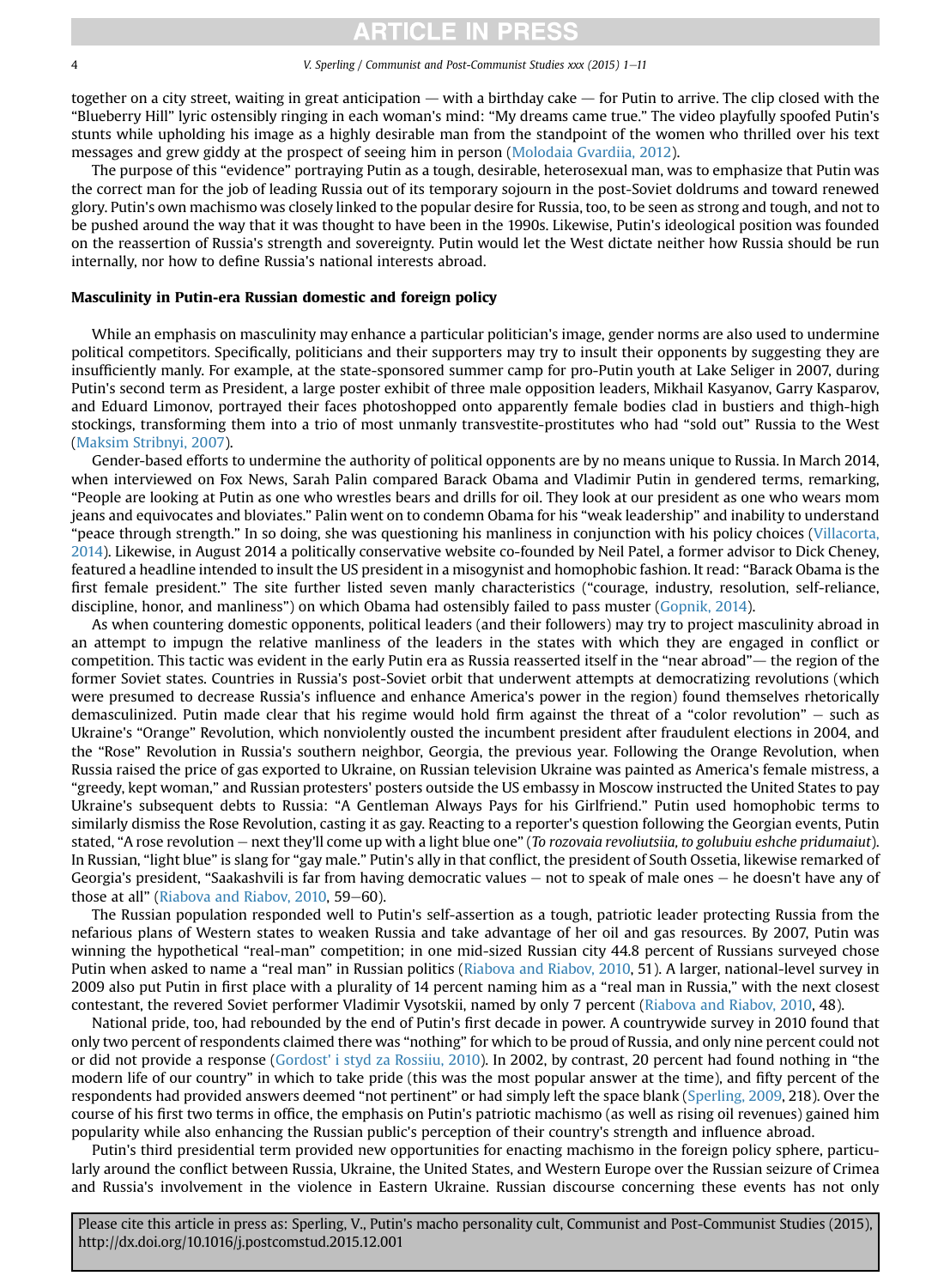together on a city street, waiting in great anticipation — with a birthday cake — for Putin to arrive. The clip closed with the "Blueberry Hill" lyric ostensibly ringing in each woman's mind: "My dreams came true." The video playfully spoofed Putin's stunts while upholding his image as a highly desirable man from the standpoint of the women who thrilled over his text messages and grew giddy at the prospect of seeing him in person (Molodaia Gvardiia, 2012).

The purpose of this "evidence" portraying Putin as a tough, desirable, heterosexual man, was to emphasize that Putin was the correct man for the job of leading Russia out of its temporary sojourn in the post-Soviet doldrums and toward renewed glory. Putin's own machismo was closely linked to the popular desire for Russia, too, to be seen as strong and tough, and not to be pushed around the way that it was thought to have been in the 1990s. Likewise, Putin's ideological position was founded on the reassertion of Russia's strength and sovereignty. Putin would let the West dictate neither how Russia should be run internally, nor how to define Russia's national interests abroad.

## Masculinity in Putin-era Russian domestic and foreign policy

While an emphasis on masculinity may enhance a particular politician's image, gender norms are also used to undermine political competitors. Specifically, politicians and their supporters may try to insult their opponents by suggesting they are insufficiently manly. For example, at the state-sponsored summer camp for pro-Putin youth at Lake Seliger in 2007, during Putin's second term as President, a large poster exhibit of three male opposition leaders, Mikhail Kasyanov, Garry Kasparov, and Eduard Limonov, portrayed their faces photoshopped onto apparently female bodies clad in bustiers and thigh-high stockings, transforming them into a trio of most unmanly transvestite-prostitutes who had "sold out" Russia to the West (Maksim Stribnyi, 2007).

Gender-based efforts to undermine the authority of political opponents are by no means unique to Russia. In March 2014, when interviewed on Fox News, Sarah Palin compared Barack Obama and Vladimir Putin in gendered terms, remarking, "People are looking at Putin as one who wrestles bears and drills for oil. They look at our president as one who wears mom jeans and equivocates and bloviates." Palin went on to condemn Obama for his "weak leadership" and inability to understand "peace through strength." In so doing, she was questioning his manliness in conjunction with his policy choices (Villacorta, 2014). Likewise, in August 2014 a politically conservative website co-founded by Neil Patel, a former advisor to Dick Cheney, featured a headline intended to insult the US president in a misogynist and homophobic fashion. It read: "Barack Obama is the first female president." The site further listed seven manly characteristics ("courage, industry, resolution, self-reliance, discipline, honor, and manliness") on which Obama had ostensibly failed to pass muster (Gopnik, 2014).

As when countering domestic opponents, political leaders (and their followers) may try to project masculinity abroad in an attempt to impugn the relative manliness of the leaders in the states with which they are engaged in conflict or competition. This tactic was evident in the early Putin era as Russia reasserted itself in the "near abroad"— the region of the former Soviet states. Countries in Russia's post-Soviet orbit that underwent attempts at democratizing revolutions (which were presumed to decrease Russia's influence and enhance America's power in the region) found themselves rhetorically demasculinized. Putin made clear that his regime would hold firm against the threat of a "color revolution" – such as Ukraine's "Orange" Revolution, which nonviolently ousted the incumbent president after fraudulent elections in 2004, and the "Rose" Revolution in Russia's southern neighbor, Georgia, the previous year. Following the Orange Revolution, when Russia raised the price of gas exported to Ukraine, on Russian television Ukraine was painted as America's female mistress, a "greedy, kept woman," and Russian protesters' posters outside the US embassy in Moscow instructed the United States to pay Ukraine's subsequent debts to Russia: "A Gentleman Always Pays for his Girlfriend." Putin used homophobic terms to similarly dismiss the Rose Revolution, casting it as gay. Reacting to a reporter's question following the Georgian events, Putin stated, "A rose revolution – next they'll come up with a light blue one" (*To rozovaia revoliutsiia, to golubuiu eshche pridumaiut*). In Russian, "light blue" is slang for "gay male." Putin's ally in that conflict, the president of South Ossetia, likewise remarked of Georgia's president, "Saakashvili is far from having democratic values – not to speak of male ones – he doesn't have any of those at all" (Riabova and Riabov, 2010, 59–60).

The Russian population responded well to Putin's self-assertion as a tough, patriotic leader protecting Russia from the nefarious plans of Western states to weaken Russia and take advantage of her oil and gas resources. By 2007, Putin was winning the hypothetical "real-man" competition; in one mid-sized Russian city 44.8 percent of Russians surveyed chose Putin when asked to name a "real man" in Russian politics (Riabova and Riabov, 2010, 51). A larger, national-level survey in 2009 also put Putin in first place with a plurality of 14 percent naming him as a "real man in Russia," with the next closest contestant, the revered Soviet performer Vladimir Vysotskii, named by only 7 percent (Riabova and Riabov, 2010, 48).

National pride, too, had rebounded by the end of Putin's first decade in power. A countrywide survey in 2010 found that only two percent of respondents claimed there was "nothing" for which to be proud of Russia, and only nine percent could not or did not provide a response (Gordost' i styd za Rossiiu, 2010). In 2002, by contrast, 20 percent had found nothing in "the modern life of our country" in which to take pride (this was the most popular answer at the time), and fifty percent of the respondents had provided answers deemed "not pertinent" or had simply left the space blank (Sperling, 2009, 218). Over the course of his first two terms in office, the emphasis on Putin's patriotic machismo (as well as rising oil revenues) gained him popularity while also enhancing the Russian public's perception of their country's strength and influence abroad.

Putin's third presidential term provided new opportunities for enacting machismo in the foreign policy sphere, particularly around the conflict between Russia, Ukraine, the United States, and Western Europe over the Russian seizure of Crimea and Russia's involvement in the violence in Eastern Ukraine. Russian discourse concerning these events has not only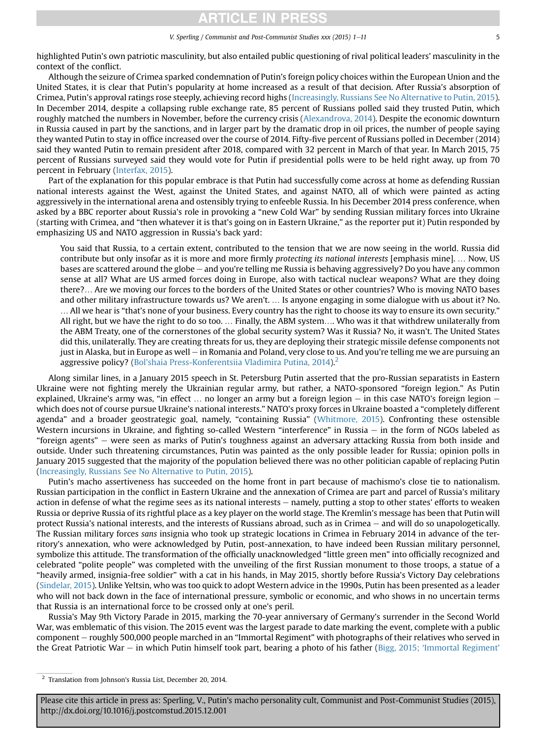highlighted Putin's own patriotic masculinity, but also entailed public questioning of rival political leaders' masculinity in the context of the conflict.

Although the seizure of Crimea sparked condemnation of Putin's foreign policy choices within the European Union and the United States, it is clear that Putin's popularity at home increased as a result of that decision. After Russia's absorption of Crimea, Putin's approval ratings rose steeply, achieving record highs (Increasingly, Russians See No Alternative to Putin, 2015). In December 2014, despite a collapsing ruble exchange rate, 85 percent of Russians polled said they trusted Putin, which roughly matched the numbers in November, before the currency crisis (Alexandrova, 2014). Despite the economic downturn in Russia caused in part by the sanctions, and in larger part by the dramatic drop in oil prices, the number of people saying they wanted Putin to stay in office increased over the course of 2014. Fifty-five percent of Russians polled in December (2014) said they wanted Putin to remain president after 2018, compared with 32 percent in March of that year. In March 2015, 75 percent of Russians surveyed said they would vote for Putin if presidential polls were to be held right away, up from 70 percent in February (Interfax, 2015).

Part of the explanation for this popular embrace is that Putin had successfully come across at home as defending Russian national interests against the West, against the United States, and against NATO, all of which were painted as acting aggressively in the international arena and ostensibly trying to enfeeble Russia. In his December 2014 press conference, when asked by a BBC reporter about Russia's role in provoking a "new Cold War" by sending Russian military forces into Ukraine (starting with Crimea, and "then whatever it is that's going on in Eastern Ukraine," as the reporter put it) Putin responded by emphasizing US and NATO aggression in Russia's back yard:

> You said that Russia, to a certain extent, contributed to the tension that we are now seeing in the world. Russia did contribute but only insofar as it is more and more firmly *protecting its national interests* [emphasis mine]. … Now, US bases are scattered around the globe – and you're telling me Russia is behaving aggressively? Do you have any common sense at all? What are US armed forces doing in Europe, also with tactical nuclear weapons? What are they doing there?… Are we moving our forces to the borders of the United States or other countries? Who is moving NATO bases and other military infrastructure towards us? We aren't. … Is anyone engaging in some dialogue with us about it? No. … All we hear is "that's none of your business. Every country has the right to choose its way to ensure its own security." All right, but we have the right to do so too. … Finally, the ABM system…. Who was it that withdrew unilaterally from the ABM Treaty, one of the cornerstones of the global security system? Was it Russia? No, it wasn't. The United States did this, unilaterally. They are creating threats for us, they are deploying their strategic missile defense components not just in Alaska, but in Europe as well – in Romania and Poland, very close to us. And you're telling me we are pursuing an aggressive policy? (Bol'shaia Press-Konferentsiia Vladimira Putina, 2014).[2]

Along similar lines, in a January 2015 speech in St. Petersburg Putin asserted that the pro-Russian separatists in Eastern Ukraine were not fighting merely the Ukrainian regular army, but rather, a NATO-sponsored "foreign legion." As Putin explained, Ukraine's army was, "in effect … no longer an army but a foreign legion – in this case NATO's foreign legion – which does not of course pursue Ukraine's national interests." NATO's proxy forces in Ukraine boasted a "completely different agenda" and a broader geostrategic goal, namely, "containing Russia" (Whitmore, 2015). Confronting these ostensible Western incursions in Ukraine, and fighting so-called Western "interference" in Russia – in the form of NGOs labeled as "foreign agents" – were seen as marks of Putin's toughness against an adversary attacking Russia from both inside and outside. Under such threatening circumstances, Putin was painted as the only possible leader for Russia; opinion polls in January 2015 suggested that the majority of the population believed there was no other politician capable of replacing Putin (Increasingly, Russians See No Alternative to Putin, 2015).

Putin's macho assertiveness has succeeded on the home front in part because of machismo's close tie to nationalism. Russian participation in the conflict in Eastern Ukraine and the annexation of Crimea are part and parcel of Russia's military action in defense of what the regime sees as its national interests – namely, putting a stop to other states' efforts to weaken Russia or deprive Russia of its rightful place as a key player on the world stage. The Kremlin's message has been that Putin will protect Russia's national interests, and the interests of Russians abroad, such as in Crimea – and will do so unapologetically. The Russian military forces *sans* insignia who took up strategic locations in Crimea in February 2014 in advance of the territory's annexation, who were acknowledged by Putin, post-annexation, to have indeed been Russian military personnel, symbolize this attitude. The transformation of the officially unacknowledged "little green men" into officially recognized and celebrated "polite people" was completed with the unveiling of the first Russian monument to those troops, a statue of a "heavily armed, insignia-free soldier" with a cat in his hands, in May 2015, shortly before Russia's Victory Day celebrations (Sindelar, 2015). Unlike Yeltsin, who was too quick to adopt Western advice in the 1990s, Putin has been presented as a leader who will not back down in the face of international pressure, symbolic or economic, and who shows in no uncertain terms that Russia is an international force to be crossed only at one's peril.

Russia's May 9th Victory Parade in 2015, marking the 70-year anniversary of Germany's surrender in the Second World War, was emblematic of this vision. The 2015 event was the largest parade to date marking the event, complete with a public component – roughly 500,000 people marched in an "Immortal Regiment" with photographs of their relatives who served in the Great Patriotic War – in which Putin himself took part, bearing a photo of his father (Bigg, 2015; 'Immortal Regiment'

[2] Translation from Johnson's Russia List, December 20, 2014.

Please cite this article in press as: Sperling, V., Putin's macho personality cult, Communist and Post-Communist Studies (2015), http://dx.doi.org/10.1016/j.postcomstud.2015.12.001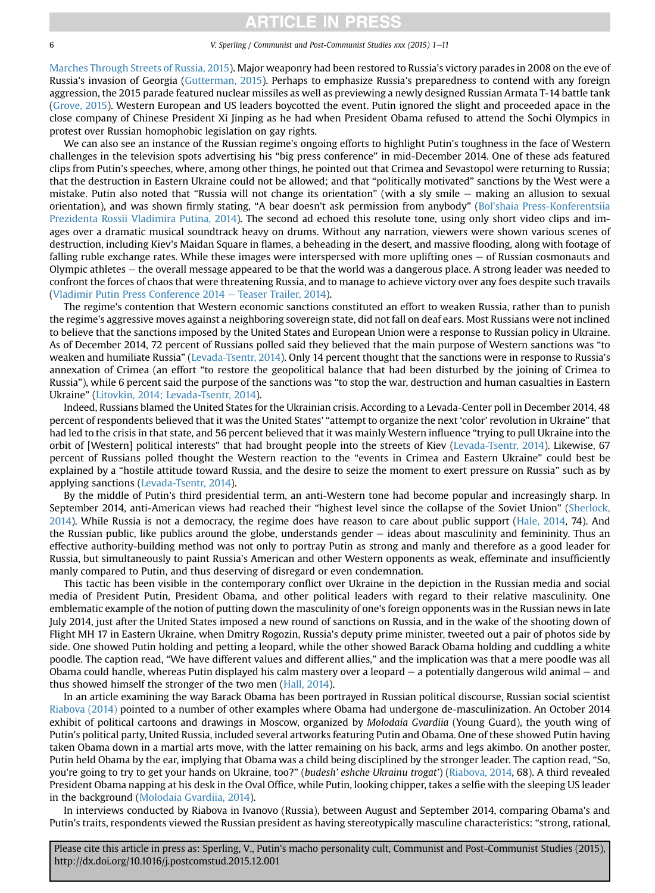Marches Through Streets of Russia, 2015). Major weaponry had been restored to Russia's victory parades in 2008 on the eve of Russia's invasion of Georgia (Gutterman, 2015). Perhaps to emphasize Russia's preparedness to contend with any foreign aggression, the 2015 parade featured nuclear missiles as well as previewing a newly designed Russian Armata T-14 battle tank (Grove, 2015). Western European and US leaders boycotted the event. Putin ignored the slight and proceeded apace in the close company of Chinese President Xi Jinping as he had when President Obama refused to attend the Sochi Olympics in protest over Russian homophobic legislation on gay rights.

We can also see an instance of the Russian regime's ongoing efforts to highlight Putin's toughness in the face of Western challenges in the television spots advertising his "big press conference" in mid-December 2014. One of these ads featured clips from Putin's speeches, where, among other things, he pointed out that Crimea and Sevastopol were returning to Russia; that the destruction in Eastern Ukraine could not be allowed; and that "politically motivated" sanctions by the West were a mistake. Putin also noted that "Russia will not change its orientation" (with a sly smile – making an allusion to sexual orientation), and was shown firmly stating, "A bear doesn't ask permission from anybody" (Bol'shaia Press-Konferentsiia Prezidenta Rossii Vladimira Putina, 2014). The second ad echoed this resolute tone, using only short video clips and images over a dramatic musical soundtrack heavy on drums. Without any narration, viewers were shown various scenes of destruction, including Kiev's Maidan Square in flames, a beheading in the desert, and massive flooding, along with footage of falling ruble exchange rates. While these images were interspersed with more uplifting ones – of Russian cosmonauts and Olympic athletes – the overall message appeared to be that the world was a dangerous place. A strong leader was needed to confront the forces of chaos that were threatening Russia, and to manage to achieve victory over any foes despite such travails (Vladimir Putin Press Conference 2014 – Teaser Trailer, 2014).

The regime's contention that Western economic sanctions constituted an effort to weaken Russia, rather than to punish the regime's aggressive moves against a neighboring sovereign state, did not fall on deaf ears. Most Russians were not inclined to believe that the sanctions imposed by the United States and European Union were a response to Russian policy in Ukraine. As of December 2014, 72 percent of Russians polled said they believed that the main purpose of Western sanctions was "to weaken and humiliate Russia" (Levada-Tsentr, 2014). Only 14 percent thought that the sanctions were in response to Russia's annexation of Crimea (an effort "to restore the geopolitical balance that had been disturbed by the joining of Crimea to Russia"), while 6 percent said the purpose of the sanctions was "to stop the war, destruction and human casualties in Eastern Ukraine" (Litovkin, 2014; Levada-Tsentr, 2014).

Indeed, Russians blamed the United States for the Ukrainian crisis. According to a Levada-Center poll in December 2014, 48 percent of respondents believed that it was the United States' "attempt to organize the next 'color' revolution in Ukraine" that had led to the crisis in that state, and 56 percent believed that it was mainly Western influence "trying to pull Ukraine into the orbit of [Western] political interests" that had brought people into the streets of Kiev (Levada-Tsentr, 2014). Likewise, 67 percent of Russians polled thought the Western reaction to the "events in Crimea and Eastern Ukraine" could best be explained by a "hostile attitude toward Russia, and the desire to seize the moment to exert pressure on Russia" such as by applying sanctions (Levada-Tsentr, 2014).

By the middle of Putin's third presidential term, an anti-Western tone had become popular and increasingly sharp. In September 2014, anti-American views had reached their "highest level since the collapse of the Soviet Union" (Sherlock, 2014). While Russia is not a democracy, the regime does have reason to care about public support (Hale, 2014, 74). And the Russian public, like publics around the globe, understands gender – ideas about masculinity and femininity. Thus an effective authority-building method was not only to portray Putin as strong and manly and therefore as a good leader for Russia, but simultaneously to paint Russia's American and other Western opponents as weak, effeminate and insufficiently manly compared to Putin, and thus deserving of disregard or even condemnation.

This tactic has been visible in the contemporary conflict over Ukraine in the depiction in the Russian media and social media of President Putin, President Obama, and other political leaders with regard to their relative masculinity. One emblematic example of the notion of putting down the masculinity of one's foreign opponents was in the Russian news in late July 2014, just after the United States imposed a new round of sanctions on Russia, and in the wake of the shooting down of Flight MH 17 in Eastern Ukraine, when Dmitry Rogozin, Russia's deputy prime minister, tweeted out a pair of photos side by side. One showed Putin holding and petting a leopard, while the other showed Barack Obama holding and cuddling a white poodle. The caption read, "We have different values and different allies," and the implication was that a mere poodle was all Obama could handle, whereas Putin displayed his calm mastery over a leopard – a potentially dangerous wild animal – and thus showed himself the stronger of the two men (Hall, 2014).

In an article examining the way Barack Obama has been portrayed in Russian political discourse, Russian social scientist Riabova (2014) pointed to a number of other examples where Obama had undergone de-masculinization. An October 2014 exhibit of political cartoons and drawings in Moscow, organized by *Molodaia Gvardiia* (Young Guard), the youth wing of Putin's political party, United Russia, included several artworks featuring Putin and Obama. One of these showed Putin having taken Obama down in a martial arts move, with the latter remaining on his back, arms and legs akimbo. On another poster, Putin held Obama by the ear, implying that Obama was a child being disciplined by the stronger leader. The caption read, "So, you're going to try to get your hands on Ukraine, too?" (*budesh' eshche Ukrainu trogat'*) (Riabova, 2014, 68). A third revealed President Obama napping at his desk in the Oval Office, while Putin, looking chipper, takes a selfie with the sleeping US leader in the background (Molodaia Gvardiia, 2014).

In interviews conducted by Riabova in Ivanovo (Russia), between August and September 2014, comparing Obama's and Putin's traits, respondents viewed the Russian president as having stereotypically masculine characteristics: "strong, rational,

Please cite this article in press as: Sperling, V., Putin's macho personality cult, Communist and Post-Communist Studies (2015), http://dx.doi.org/10.1016/j.postcomstud.2015.12.001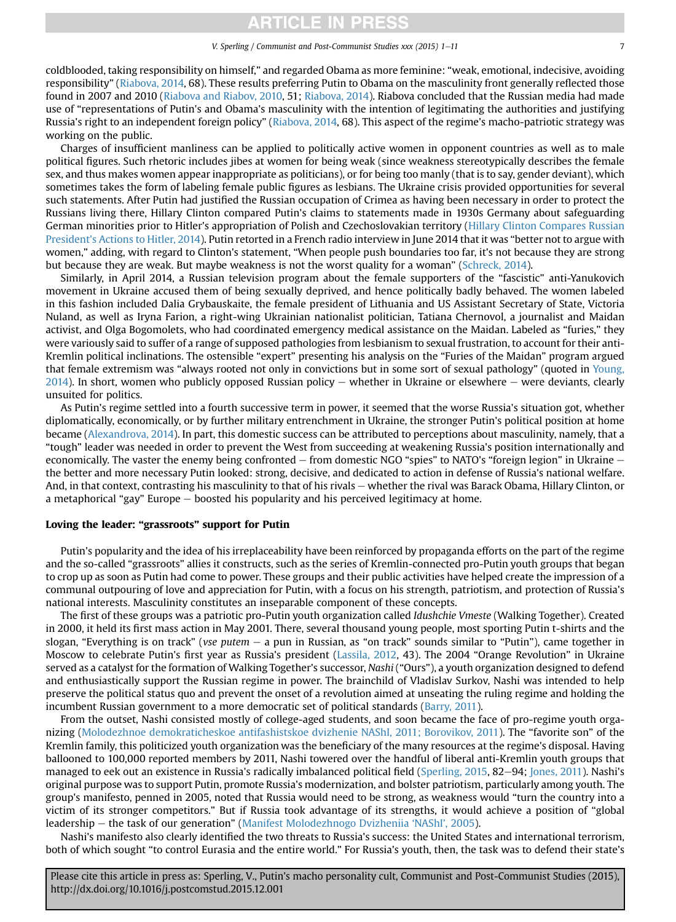coldblooded, taking responsibility on himself," and regarded Obama as more feminine: "weak, emotional, indecisive, avoiding responsibility" (Riabova, 2014, 68). These results preferring Putin to Obama on the masculinity front generally reflected those found in 2007 and 2010 (Riabova and Riabov, 2010, 51; Riabova, 2014). Riabova concluded that the Russian media had made use of "representations of Putin's and Obama's masculinity with the intention of legitimating the authorities and justifying Russia's right to an independent foreign policy" (Riabova, 2014, 68). This aspect of the regime's macho-patriotic strategy was working on the public.

Charges of insufficient manliness can be applied to politically active women in opponent countries as well as to male political figures. Such rhetoric includes jibes at women for being weak (since weakness stereotypically describes the female sex, and thus makes women appear inappropriate as politicians), or for being too manly (that is to say, gender deviant), which sometimes takes the form of labeling female public figures as lesbians. The Ukraine crisis provided opportunities for several such statements. After Putin had justified the Russian occupation of Crimea as having been necessary in order to protect the Russians living there, Hillary Clinton compared Putin's claims to statements made in 1930s Germany about safeguarding German minorities prior to Hitler's appropriation of Polish and Czechoslovakian territory (Hillary Clinton Compares Russian President's Actions to Hitler, 2014). Putin retorted in a French radio interview in June 2014 that it was "better not to argue with women," adding, with regard to Clinton's statement, "When people push boundaries too far, it's not because they are strong but because they are weak. But maybe weakness is not the worst quality for a woman" (Schreck, 2014).

Similarly, in April 2014, a Russian television program about the female supporters of the "fascistic" anti-Yanukovich movement in Ukraine accused them of being sexually deprived, and hence politically badly behaved. The women labeled in this fashion included Dalia Grybauskaite, the female president of Lithuania and US Assistant Secretary of State, Victoria Nuland, as well as Iryna Farion, a right-wing Ukrainian nationalist politician, Tatiana Chernovol, a journalist and Maidan activist, and Olga Bogomolets, who had coordinated emergency medical assistance on the Maidan. Labeled as "furies," they were variously said to suffer of a range of supposed pathologies from lesbianism to sexual frustration, to account for their anti-Kremlin political inclinations. The ostensible "expert" presenting his analysis on the "Furies of the Maidan" program argued that female extremism was "always rooted not only in convictions but in some sort of sexual pathology" (quoted in Young, 2014). In short, women who publicly opposed Russian policy – whether in Ukraine or elsewhere – were deviants, clearly unsuited for politics.

As Putin's regime settled into a fourth successive term in power, it seemed that the worse Russia's situation got, whether diplomatically, economically, or by further military entrenchment in Ukraine, the stronger Putin's political position at home became (Alexandrova, 2014). In part, this domestic success can be attributed to perceptions about masculinity, namely, that a "tough" leader was needed in order to prevent the West from succeeding at weakening Russia's position internationally and economically. The vaster the enemy being confronted – from domestic NGO "spies" to NATO's "foreign legion" in Ukraine – the better and more necessary Putin looked: strong, decisive, and dedicated to action in defense of Russia's national welfare. And, in that context, contrasting his masculinity to that of his rivals – whether the rival was Barack Obama, Hillary Clinton, or a metaphorical "gay" Europe – boosted his popularity and his perceived legitimacy at home.

## Loving the leader: "grassroots" support for Putin

Putin's popularity and the idea of his irreplaceability have been reinforced by propaganda efforts on the part of the regime and the so-called "grassroots" allies it constructs, such as the series of Kremlin-connected pro-Putin youth groups that began to crop up as soon as Putin had come to power. These groups and their public activities have helped create the impression of a communal outpouring of love and appreciation for Putin, with a focus on his strength, patriotism, and protection of Russia's national interests. Masculinity constitutes an inseparable component of these concepts.

The first of these groups was a patriotic pro-Putin youth organization called *Idushchie Vmeste* (Walking Together). Created in 2000, it held its first mass action in May 2001. There, several thousand young people, most sporting Putin t-shirts and the slogan, "Everything is on track" (*vse putem* – a pun in Russian, as "on track" sounds similar to "Putin"), came together in Moscow to celebrate Putin's first year as Russia's president (Lassila, 2012, 43). The 2004 "Orange Revolution" in Ukraine served as a catalyst for the formation of Walking Together's successor, *Nashi* ("Ours"), a youth organization designed to defend and enthusiastically support the Russian regime in power. The brainchild of Vladislav Surkov, Nashi was intended to help preserve the political status quo and prevent the onset of a revolution aimed at unseating the ruling regime and holding the incumbent Russian government to a more democratic set of political standards (Barry, 2011).

From the outset, Nashi consisted mostly of college-aged students, and soon became the face of pro-regime youth organizing (Molodezhnoe demokraticheskoe antifashistskoe dvizhenie NASHI, 2011; Borovikov, 2011). The "favorite son" of the Kremlin family, this politicized youth organization was the beneficiary of the many resources at the regime's disposal. Having ballooned to 100,000 reported members by 2011, Nashi towered over the handful of liberal anti-Kremlin youth groups that managed to eek out an existence in Russia's radically imbalanced political field (Sperling, 2015, 82–94; Jones, 2011). Nashi's original purpose was to support Putin, promote Russia's modernization, and bolster patriotism, particularly among youth. The group's manifesto, penned in 2005, noted that Russia would need to be strong, as weakness would "turn the country into a victim of its stronger competitors." But if Russia took advantage of its strengths, it would achieve a position of "global leadership – the task of our generation" (Manifest Molodezhnogo Dvizheniia 'NASHI', 2005).

Nashi's manifesto also clearly identified the two threats to Russia's success: the United States and international terrorism, both of which sought "to control Eurasia and the entire world." For Russia's youth, then, the task was to defend their state's

Please cite this article in press as: Sperling, V., Putin's macho personality cult, Communist and Post-Communist Studies (2015), http://dx.doi.org/10.1016/j.postcomstud.2015.12.001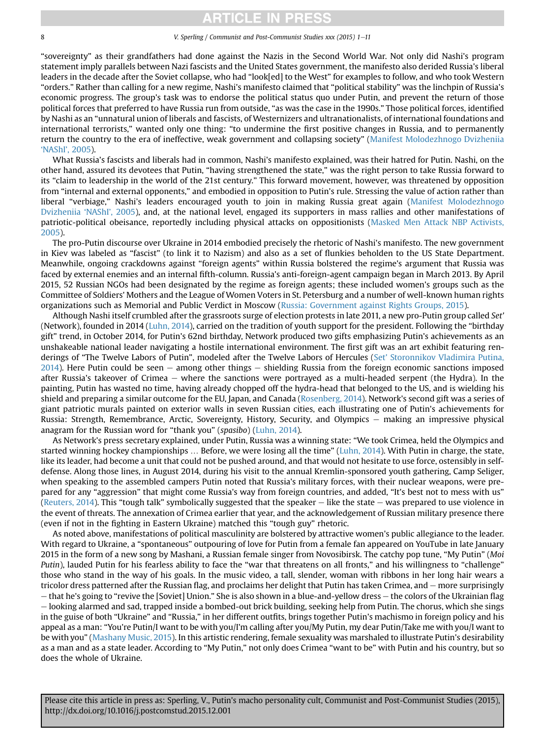"sovereignty" as their grandfathers had done against the Nazis in the Second World War. Not only did Nashi's program statement imply parallels between Nazi fascists and the United States government, the manifesto also derided Russia's liberal leaders in the decade after the Soviet collapse, who had "look[ed] to the West" for examples to follow, and who took Western "orders." Rather than calling for a new regime, Nashi's manifesto claimed that "political stability" was the linchpin of Russia's economic progress. The group's task was to endorse the political status quo under Putin, and prevent the return of those political forces that preferred to have Russia run from outside, "as was the case in the 1990s." Those political forces, identified by Nashi as an "unnatural union of liberals and fascists, of Westernizers and ultranationalists, of international foundations and international terrorists," wanted only one thing: "to undermine the first positive changes in Russia, and to permanently return the country to the era of ineffective, weak government and collapsing society" (Manifest Molodezhnogo Dvizheniia 'NAShI', 2005).

What Russia's fascists and liberals had in common, Nashi's manifesto explained, was their hatred for Putin. Nashi, on the other hand, assured its devotees that Putin, "having strengthened the state," was the right person to take Russia forward to its "claim to leadership in the world of the 21st century." This forward movement, however, was threatened by opposition from "internal and external opponents," and embodied in opposition to Putin's rule. Stressing the value of action rather than liberal "verbiage," Nashi's leaders encouraged youth to join in making Russia great again (Manifest Molodezhnogo Dvizheniia 'NAShI', 2005), and, at the national level, engaged its supporters in mass rallies and other manifestations of patriotic-political obeisance, reportedly including physical attacks on oppositionists (Masked Men Attack NBP Activists, 2005).

The pro-Putin discourse over Ukraine in 2014 embodied precisely the rhetoric of Nashi's manifesto. The new government in Kiev was labeled as "fascist" (to link it to Nazism) and also as a set of flunkies beholden to the US State Department. Meanwhile, ongoing crackdowns against "foreign agents" within Russia bolstered the regime's argument that Russia was faced by external enemies and an internal fifth-column. Russia's anti-foreign-agent campaign began in March 2013. By April 2015, 52 Russian NGOs had been designated by the regime as foreign agents; these included women's groups such as the Committee of Soldiers' Mothers and the League of Women Voters in St. Petersburg and a number of well-known human rights organizations such as Memorial and Public Verdict in Moscow (Russia: Government against Rights Groups, 2015).

Although Nashi itself crumbled after the grassroots surge of election protests in late 2011, a new pro-Putin group called *Set'* (Network), founded in 2014 (Luhn, 2014), carried on the tradition of youth support for the president. Following the "birthday gift" trend, in October 2014, for Putin's 62nd birthday, Network produced two gifts emphasizing Putin's achievements as an unshakeable national leader navigating a hostile international environment. The first gift was an art exhibit featuring renderings of "The Twelve Labors of Putin", modeled after the Twelve Labors of Hercules (Set' Storonnikov Vladimira Putina, 2014). Here Putin could be seen – among other things – shielding Russia from the foreign economic sanctions imposed after Russia's takeover of Crimea – where the sanctions were portrayed as a multi-headed serpent (the Hydra). In the painting, Putin has wasted no time, having already chopped off the hydra-head that belonged to the US, and is wielding his shield and preparing a similar outcome for the EU, Japan, and Canada (Rosenberg, 2014). Network's second gift was a series of giant patriotic murals painted on exterior walls in seven Russian cities, each illustrating one of Putin's achievements for Russia: Strength, Remembrance, Arctic, Sovereignty, History, Security, and Olympics – making an impressive physical anagram for the Russian word for "thank you" (*spasibo*) (Luhn, 2014).

As Network's press secretary explained, under Putin, Russia was a winning state: "We took Crimea, held the Olympics and started winning hockey championships … Before, we were losing all the time" (Luhn, 2014). With Putin in charge, the state, like its leader, had become a unit that could not be pushed around, and that would not hesitate to use force, ostensibly in self-defense. Along those lines, in August 2014, during his visit to the annual Kremlin-sponsored youth gathering, Camp Seliger, when speaking to the assembled campers Putin noted that Russia's military forces, with their nuclear weapons, were prepared for any "aggression" that might come Russia's way from foreign countries, and added, "It's best not to mess with us" (Reuters, 2014). This "tough talk" symbolically suggested that the speaker – like the state – was prepared to use violence in the event of threats. The annexation of Crimea earlier that year, and the acknowledgement of Russian military presence there (even if not in the fighting in Eastern Ukraine) matched this "tough guy" rhetoric.

As noted above, manifestations of political masculinity are bolstered by attractive women's public allegiance to the leader. With regard to Ukraine, a "spontaneous" outpouring of love for Putin from a female fan appeared on YouTube in late January 2015 in the form of a new song by Mashani, a Russian female singer from Novosibirsk. The catchy pop tune, "My Putin" (*Moi Putin*), lauded Putin for his fearless ability to face the "war that threatens on all fronts," and his willingness to "challenge" those who stand in the way of his goals. In the music video, a tall, slender, woman with ribbons in her long hair wears a tricolor dress patterned after the Russian flag, and proclaims her delight that Putin has taken Crimea, and – more surprisingly – that he's going to "revive the [Soviet] Union." She is also shown in a blue-and-yellow dress – the colors of the Ukrainian flag – looking alarmed and sad, trapped inside a bombed-out brick building, seeking help from Putin. The chorus, which she sings in the guise of both "Ukraine" and "Russia," in her different outfits, brings together Putin's machismo in foreign policy and his appeal as a man: "You're Putin/I want to be with you/I'm calling after you/My Putin, my dear Putin/Take me with you/I want to be with you" (Mashany Music, 2015). In this artistic rendering, female sexuality was marshaled to illustrate Putin's desirability as a man and as a state leader. According to "My Putin," not only does Crimea "want to be" with Putin and his country, but so does the whole of Ukraine.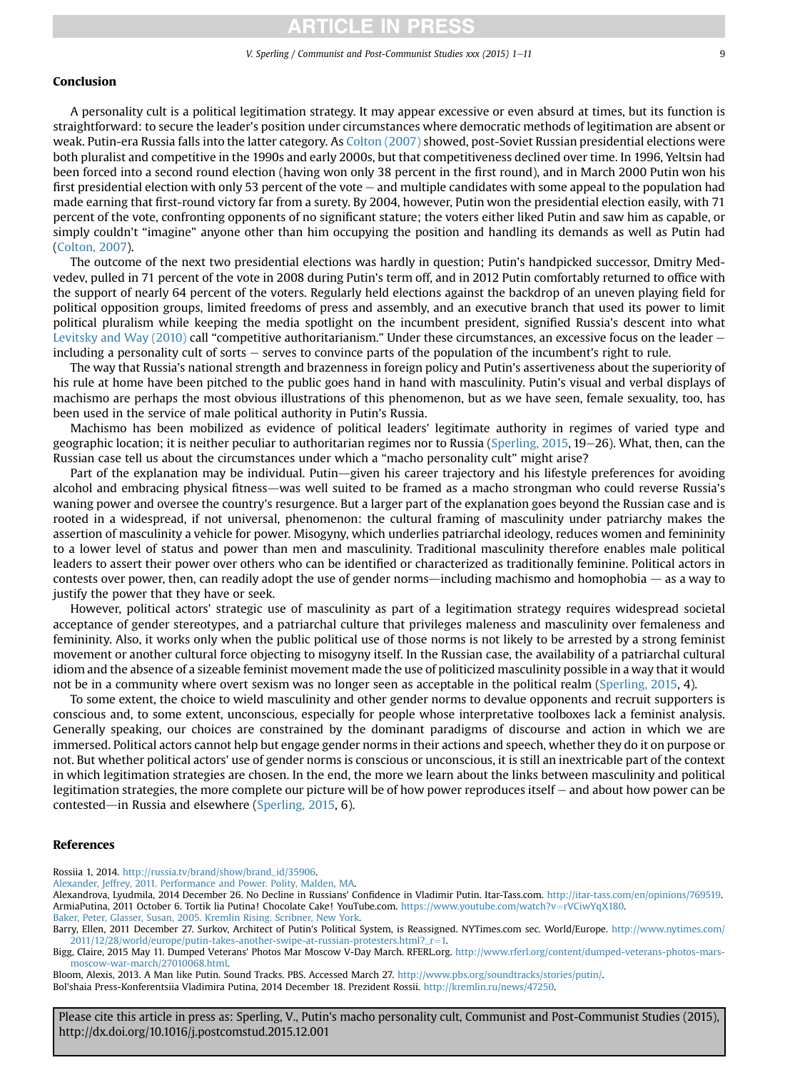## Conclusion

A personality cult is a political legitimation strategy. It may appear excessive or even absurd at times, but its function is straightforward: to secure the leader's position under circumstances where democratic methods of legitimation are absent or weak. Putin-era Russia falls into the latter category. As Colton (2007) showed, post-Soviet Russian presidential elections were both pluralist and competitive in the 1990s and early 2000s, but that competitiveness declined over time. In 1996, Yeltsin had been forced into a second round election (having won only 38 percent in the first round), and in March 2000 Putin won his first presidential election with only 53 percent of the vote – and multiple candidates with some appeal to the population had made earning that first-round victory far from a surety. By 2004, however, Putin won the presidential election easily, with 71 percent of the vote, confronting opponents of no significant stature; the voters either liked Putin and saw him as capable, or simply couldn't "imagine" anyone other than him occupying the position and handling its demands as well as Putin had (Colton, 2007).

The outcome of the next two presidential elections was hardly in question; Putin's handpicked successor, Dmitry Medvedev, pulled in 71 percent of the vote in 2008 during Putin's term off, and in 2012 Putin comfortably returned to office with the support of nearly 64 percent of the voters. Regularly held elections against the backdrop of an uneven playing field for political opposition groups, limited freedoms of press and assembly, and an executive branch that used its power to limit political pluralism while keeping the media spotlight on the incumbent president, signified Russia's descent into what Levitsky and Way (2010) call "competitive authoritarianism." Under these circumstances, an excessive focus on the leader – including a personality cult of sorts – serves to convince parts of the population of the incumbent's right to rule.

The way that Russia's national strength and brazenness in foreign policy and Putin's assertiveness about the superiority of his rule at home have been pitched to the public goes hand in hand with masculinity. Putin's visual and verbal displays of machismo are perhaps the most obvious illustrations of this phenomenon, but as we have seen, female sexuality, too, has been used in the service of male political authority in Putin's Russia.

Machismo has been mobilized as evidence of political leaders' legitimate authority in regimes of varied type and geographic location; it is neither peculiar to authoritarian regimes nor to Russia (Sperling, 2015, 19–26). What, then, can the Russian case tell us about the circumstances under which a "macho personality cult" might arise?

Part of the explanation may be individual. Putin—given his career trajectory and his lifestyle preferences for avoiding alcohol and embracing physical fitness—was well suited to be framed as a macho strongman who could reverse Russia's waning power and oversee the country's resurgence. But a larger part of the explanation goes beyond the Russian case and is rooted in a widespread, if not universal, phenomenon: the cultural framing of masculinity under patriarchy makes the assertion of masculinity a vehicle for power. Misogyny, which underlies patriarchal ideology, reduces women and femininity to a lower level of status and power than men and masculinity. Traditional masculinity therefore enables male political leaders to assert their power over others who can be identified or characterized as traditionally feminine. Political actors in contests over power, then, can readily adopt the use of gender norms—including machismo and homophobia — as a way to justify the power that they have or seek.

However, political actors' strategic use of masculinity as part of a legitimation strategy requires widespread societal acceptance of gender stereotypes, and a patriarchal culture that privileges maleness and masculinity over femaleness and femininity. Also, it works only when the public political use of those norms is not likely to be arrested by a strong feminist movement or another cultural force objecting to misogyny itself. In the Russian case, the availability of a patriarchal cultural idiom and the absence of a sizeable feminist movement made the use of politicized masculinity possible in a way that it would not be in a community where overt sexism was no longer seen as acceptable in the political realm (Sperling, 2015, 4).

To some extent, the choice to wield masculinity and other gender norms to devalue opponents and recruit supporters is conscious and, to some extent, unconscious, especially for people whose interpretative toolboxes lack a feminist analysis. Generally speaking, our choices are constrained by the dominant paradigms of discourse and action in which we are immersed. Political actors cannot help but engage gender norms in their actions and speech, whether they do it on purpose or not. But whether political actors' use of gender norms is conscious or unconscious, it is still an inextricable part of the context in which legitimation strategies are chosen. In the end, the more we learn about the links between masculinity and political legitimation strategies, the more complete our picture will be of how power reproduces itself – and about how power can be contested—in Russia and elsewhere (Sperling, 2015, 6).

## References

Rossiia 1, 2014. http://russia.tv/brand/show/brand_id/35906.

Alexander, Jeffrey, 2011. Performance and Power. Polity, Malden, MA.

Alexandrova, Lyudmila, 2014 December 26. No Decline in Russians' Confidence in Vladimir Putin. Itar-Tass.com. http://itar-tass.com/en/opinions/769519.

ArmiaPutina, 2011 October 6. Tortik lia Putina! Chocolate Cake! YouTube.com. https://www.youtube.com/watch?v=rVCiwYqX180.

Baker, Peter, Glasser, Susan, 2005. Kremlin Rising. Scribner, New York.

Barry, Ellen, 2011 December 27. Surkov, Architect of Putin's Political System, is Reassigned. NYTimes.com sec. World/Europe. http://www.nytimes.com/2011/12/28/world/europe/putin-takes-another-swipe-at-russian-protesters.html?_r=1.

Bigg, Claire, 2015 May 11. Dumped Veterans' Photos Mar Moscow V-Day March. RFERL.org. http://www.rferl.org/content/dumped-veterans-photos-mars-moscow-war-march/27010068.html.

Bloom, Alexis, 2013. A Man like Putin. Sound Tracks. PBS. Accessed March 27. http://www.pbs.org/soundtracks/stories/putin/.

Bol'shaia Press-Konferentsiia Vladimira Putina, 2014 December 18. Prezident Rossii. http://kremlin.ru/news/47250.

Please cite this article in press as: Sperling, V., Putin's macho personality cult, Communist and Post-Communist Studies (2015), http://dx.doi.org/10.1016/j.postcomstud.2015.12.001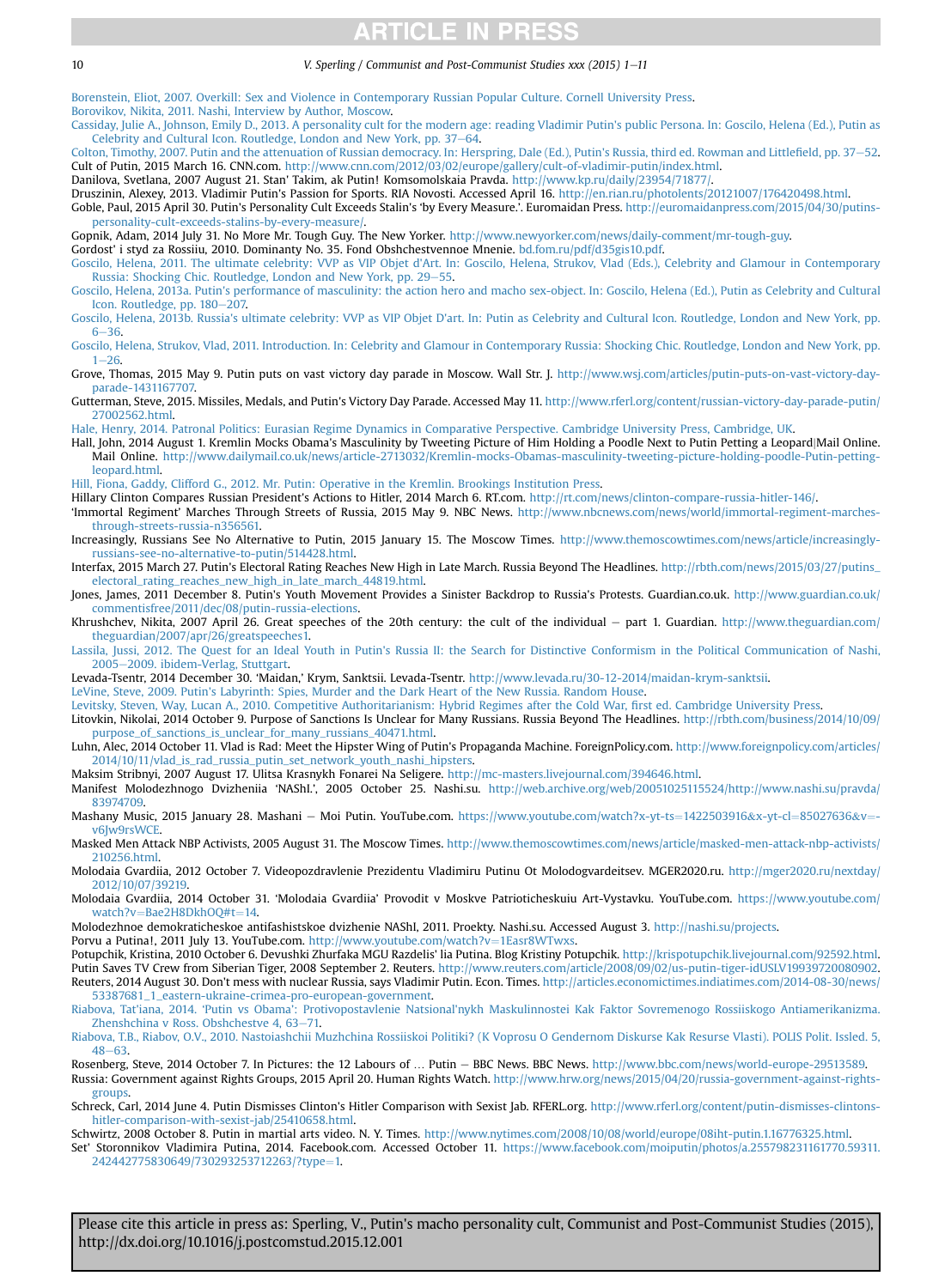Borenstein, Eliot, 2007. Overkill: Sex and Violence in Contemporary Russian Popular Culture. Cornell University Press.

Borovikov, Nikita, 2011. Nashi, Interview by Author, Moscow.

Cassiday, Julie A., Johnson, Emily D., 2013. A personality cult for the modern age: reading Vladimir Putin's public Persona. In: Goscilo, Helena (Ed.), Putin as Celebrity and Cultural Icon. Routledge, London and New York, pp. 37–64.

Colton, Timothy, 2007. Putin and the attenuation of Russian democracy. In: Herspring, Dale (Ed.), Putin's Russia, third ed. Rowman and Littlefield, pp. 37–52.

Cult of Putin, 2015 March 16. CNN.com. http://www.cnn.com/2012/03/02/europe/gallery/cult-of-vladimir-putin/index.html.

Danilova, Svetlana, 2007 August 21. Stan' Takim, ak Putin! Komsomolskaia Pravda. http://www.kp.ru/daily/23954/71877/.

Druszinin, Alexey, 2013. Vladimir Putin's Passion for Sports. RIA Novosti. Accessed April 16. http://en.rian.ru/photolents/20121007/176420498.html.

Goble, Paul, 2015 April 30. Putin's Personality Cult Exceeds Stalin's 'by Every Measure.'. Euromaidan Press. http://euromaidanpress.com/2015/04/30/putins-personality-cult-exceeds-stalins-by-every-measure/.

Gopnik, Adam, 2014 July 31. No More Mr. Tough Guy. The New Yorker. http://www.newyorker.com/news/daily-comment/mr-tough-guy.

Gordost' i styd za Rossiiu, 2010. Dominanty No. 35. Fond Obshchestvennoe Mnenie. bd.fom.ru/pdf/d35gis10.pdf.

Goscilo, Helena, 2011. The ultimate celebrity: VVP as VIP Objet d'Art. In: Goscilo, Helena, Strukov, Vlad (Eds.), Celebrity and Glamour in Contemporary Russia: Shocking Chic. Routledge, London and New York, pp. 29–55.

Goscilo, Helena, 2013a. Putin's performance of masculinity: the action hero and macho sex-object. In: Goscilo, Helena (Ed.), Putin as Celebrity and Cultural Icon. Routledge, pp. 180–207.

Goscilo, Helena, 2013b. Russia's ultimate celebrity: VVP as VIP Objet D'art. In: Putin as Celebrity and Cultural Icon. Routledge, London and New York, pp. 6–36.

Goscilo, Helena, Strukov, Vlad, 2011. Introduction. In: Celebrity and Glamour in Contemporary Russia: Shocking Chic. Routledge, London and New York, pp. 1–26.

Grove, Thomas, 2015 May 9. Putin puts on vast victory day parade in Moscow. Wall Str. J. http://www.wsj.com/articles/putin-puts-on-vast-victory-day-parade-1431167707.

Gutterman, Steve, 2015. Missiles, Medals, and Putin's Victory Day Parade. Accessed May 11. http://www.rferl.org/content/russian-victory-day-parade-putin/27002562.html.

Hale, Henry, 2014. Patronal Politics: Eurasian Regime Dynamics in Comparative Perspective. Cambridge University Press, Cambridge, UK.

Hall, John, 2014 August 1. Kremlin Mocks Obama's Masculinity by Tweeting Picture of Him Holding a Poodle Next to Putin Petting a Leopard|Mail Online. Mail Online. http://www.dailymail.co.uk/news/article-2713032/Kremlin-mocks-Obamas-masculinity-tweeting-picture-holding-poodle-Putin-petting-leopard.html.

Hill, Fiona, Gaddy, Clifford G., 2012. Mr. Putin: Operative in the Kremlin. Brookings Institution Press.

Hillary Clinton Compares Russian President's Actions to Hitler, 2014 March 6. RT.com. http://rt.com/news/clinton-compare-russia-hitler-146/.

'Immortal Regiment' Marches Through Streets of Russia, 2015 May 9. NBC News. http://www.nbcnews.com/news/world/immortal-regiment-marches-through-streets-russia-n356561.

Increasingly, Russians See No Alternative to Putin, 2015 January 15. The Moscow Times. http://www.themoscowtimes.com/news/article/increasingly-russians-see-no-alternative-to-putin/514428.html.

Interfax, 2015 March 27. Putin's Electoral Rating Reaches New High in Late March. Russia Beyond The Headlines. http://rbth.com/news/2015/03/27/putins_electoral_rating_reaches_new_high_in_late_march_44819.html.

Jones, James, 2011 December 8. Putin's Youth Movement Provides a Sinister Backdrop to Russia's Protests. Guardian.co.uk. http://www.guardian.co.uk/commentisfree/2011/dec/08/putin-russia-elections.

Khrushchev, Nikita, 2007 April 26. Great speeches of the 20th century: the cult of the individual – part 1. Guardian. http://www.theguardian.com/theguardian/2007/apr/26/greatspeeches1.

Lassila, Jussi, 2012. The Quest for an Ideal Youth in Putin's Russia II: the Search for Distinctive Conformism in the Political Communication of Nashi, 2005–2009. ibidem-Verlag, Stuttgart.

Levada-Tsentr, 2014 December 30. 'Maidan,' Krym, Sanktsii. Levada-Tsentr. http://www.levada.ru/30-12-2014/maidan-krym-sanktsii.

LeVine, Steve, 2009. Putin's Labyrinth: Spies, Murder and the Dark Heart of the New Russia. Random House.

Levitsky, Steven, Way, Lucan A., 2010. Competitive Authoritarianism: Hybrid Regimes after the Cold War, first ed. Cambridge University Press.

Litovkin, Nikolai, 2014 October 9. Purpose of Sanctions Is Unclear for Many Russians. Russia Beyond The Headlines. http://rbth.com/business/2014/10/09/purpose_of_sanctions_is_unclear_for_many_russians_40471.html.

Luhn, Alec, 2014 October 11. Vlad is Rad: Meet the Hipster Wing of Putin's Propaganda Machine. ForeignPolicy.com. http://www.foreignpolicy.com/articles/2014/10/11/vlad_is_rad_russia_putin_set_network_youth_nashi_hipsters.

Maksim Stribnyi, 2007 August 17. Ulitsa Krasnykh Fonarei Na Seligere. http://mc-masters.livejournal.com/394646.html.

Manifest Molodezhnogo Dvizheniia 'NAShI.', 2005 October 25. Nashi.su. http://web.archive.org/web/20051025115524/http://www.nashi.su/pravda/83974709.

Mashany Music, 2015 January 28. Mashani – Moi Putin. YouTube.com. https://www.youtube.com/watch?x-yt-ts=1422503916&x-yt-cl=85027636&v=-v6Jw9rsWCE.

Masked Men Attack NBP Activists, 2005 August 31. The Moscow Times. http://www.themoscowtimes.com/news/article/masked-men-attack-nbp-activists/210256.html.

Molodaia Gvardiia, 2012 October 7. Videopozdravlenie Prezidentu Vladimiru Putinu Ot Molodogvardeitsev. MGER2020.ru. http://mger2020.ru/nextday/2012/10/07/39219.

Molodaia Gvardiia, 2014 October 31. 'Molodaia Gvardiia' Provodit v Moskve Patrioticheskuiu Art-Vystavku. YouTube.com. https://www.youtube.com/watch?v=Bae2H8DkhOQ#t=14.

Molodezhnoe demokraticheskoe antifashistskoe dvizhenie NAShI, 2011. Proekty. Nashi.su. Accessed August 3. http://nashi.su/projects.

Porvu a Putina!, 2011 July 13. YouTube.com. http://www.youtube.com/watch?v=1Easr8WTwxs.

Potupchik, Kristina, 2010 October 6. Devushki Zhurfaka MGU Razdelis' Iia Putina. Blog Kristiny Potupchik. http://krispotupchik.livejournal.com/92592.html.

Putin Saves TV Crew from Siberian Tiger, 2008 September 2. Reuters. http://www.reuters.com/article/2008/09/02/us-putin-tiger-idUSLV19939720080902.

Reuters, 2014 August 30. Don't mess with nuclear Russia, says Vladimir Putin. Econ. Times. http://articles.economictimes.indiatimes.com/2014-08-30/news/53387681_1_eastern-ukraine-crimea-pro-european-government.

Riabova, Tat'iana, 2014. 'Putin vs Obama': Protivopostavlenie Natsional'nykh Maskulinnostei Kak Faktor Sovremenogo Rossiiskogo Antiamerikanizma. Zhenshchina v Ross. Obshchestve 4, 63–71.

Riabova, T.B., Riabov, O.V., 2010. Nastoiashchii Muzhchina Rossiiskoi Politiki? (K Voprosu O Gendernom Diskurse Kak Resurse Vlasti). POLIS Polit. Issled. 5, 48–63.

Rosenberg, Steve, 2014 October 7. In Pictures: the 12 Labours of … Putin – BBC News. BBC News. http://www.bbc.com/news/world-europe-29513589.

Russia: Government against Rights Groups, 2015 April 20. Human Rights Watch. http://www.hrw.org/news/2015/04/20/russia-government-against-rights-groups.

Schreck, Carl, 2014 June 4. Putin Dismisses Clinton's Hitler Comparison with Sexist Jab. RFERL.org. http://www.rferl.org/content/putin-dismisses-clintons-hitler-comparison-with-sexist-jab/25410658.html.

Schwirtz, 2008 October 8. Putin in martial arts video. N. Y. Times. http://www.nytimes.com/2008/10/08/world/europe/08iht-putin.1.16776325.html.

Set' Storonnikov Vladimira Putina, 2014. Facebook.com. Accessed October 11. https://www.facebook.com/moiputin/photos/a.255798231161770.59311.242442775830649/730293253712263/?type=1.

Please cite this article in press as: Sperling, V., Putin's macho personality cult, Communist and Post-Communist Studies (2015), http://dx.doi.org/10.1016/j.postcomstud.2015.12.001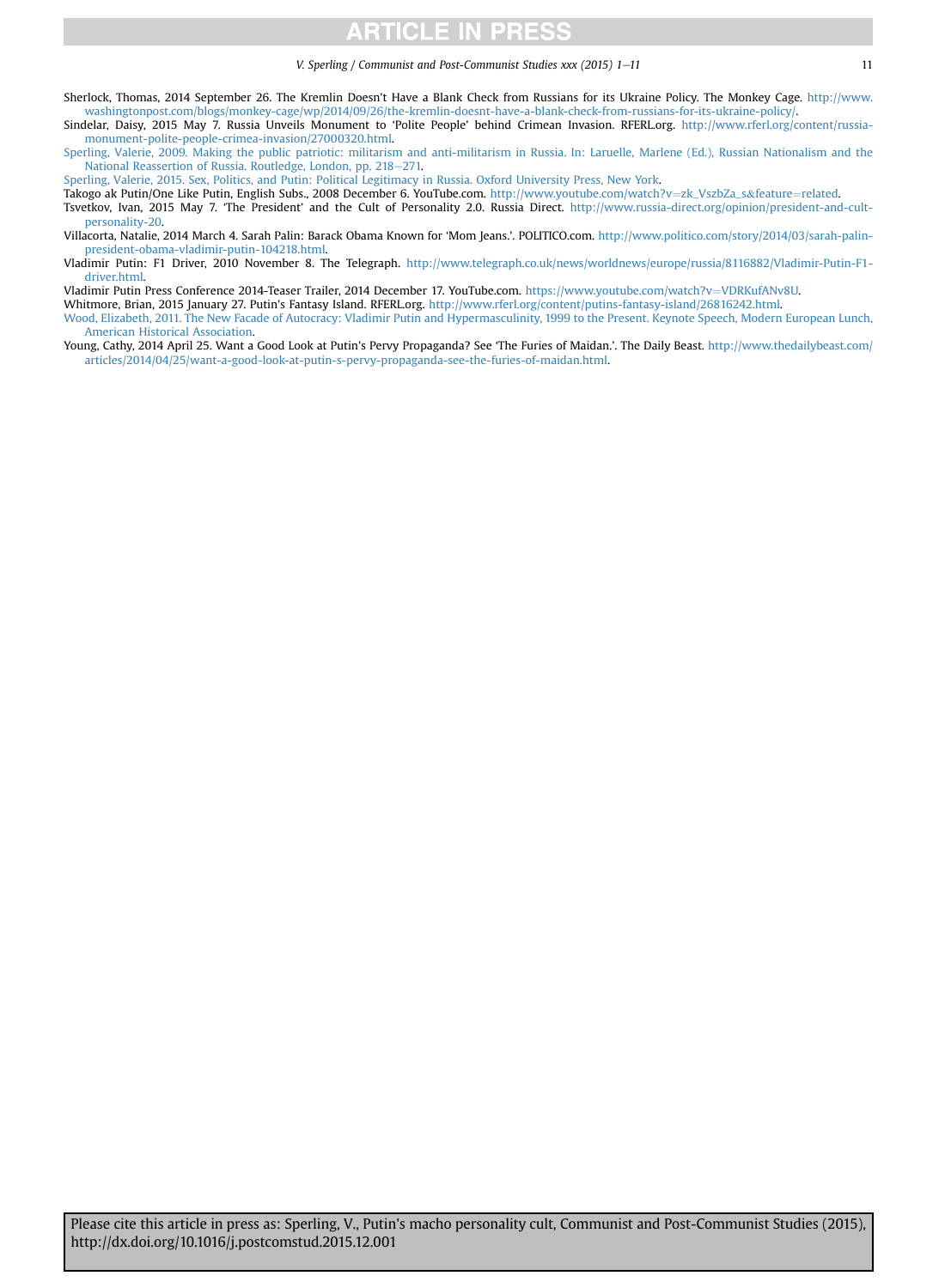Sherlock, Thomas, 2014 September 26. The Kremlin Doesn't Have a Blank Check from Russians for its Ukraine Policy. The Monkey Cage. http://www.washingtonpost.com/blogs/monkey-cage/wp/2014/09/26/the-kremlin-doesnt-have-a-blank-check-from-russians-for-its-ukraine-policy/.

Sindelar, Daisy, 2015 May 7. Russia Unveils Monument to 'Polite People' behind Crimean Invasion. RFERL.org. http://www.rferl.org/content/russia-monument-polite-people-crimea-invasion/27000320.html.

Sperling, Valerie, 2009. Making the public patriotic: militarism and anti-militarism in Russia. In: Laruelle, Marlene (Ed.), Russian Nationalism and the National Reassertion of Russia. Routledge, London, pp. 218–271.

Sperling, Valerie, 2015. Sex, Politics, and Putin: Political Legitimacy in Russia. Oxford University Press, New York.

Takogo ak Putin/One Like Putin, English Subs., 2008 December 6. YouTube.com. http://www.youtube.com/watch?v=zk_VszbZa_s&feature=related.

Tsvetkov, Ivan, 2015 May 7. 'The President' and the Cult of Personality 2.0. Russia Direct. http://www.russia-direct.org/opinion/president-and-cult-personality-20.

Villacorta, Natalie, 2014 March 4. Sarah Palin: Barack Obama Known for 'Mom Jeans.'. POLITICO.com. http://www.politico.com/story/2014/03/sarah-palin-president-obama-vladimir-putin-104218.html.

Vladimir Putin: F1 Driver, 2010 November 8. The Telegraph. http://www.telegraph.co.uk/news/worldnews/europe/russia/8116882/Vladimir-Putin-F1-driver.html.

Vladimir Putin Press Conference 2014-Teaser Trailer, 2014 December 17. YouTube.com. https://www.youtube.com/watch?v=VDRKufANv8U.

Whitmore, Brian, 2015 January 27. Putin's Fantasy Island. RFERL.org. http://www.rferl.org/content/putins-fantasy-island/26816242.html.

Wood, Elizabeth, 2011. The New Facade of Autocracy: Vladimir Putin and Hypermasculinity, 1999 to the Present. Keynote Speech, Modern European Lunch, American Historical Association.

Young, Cathy, 2014 April 25. Want a Good Look at Putin's Pervy Propaganda? See 'The Furies of Maidan.'. The Daily Beast. http://www.thedailybeast.com/articles/2014/04/25/want-a-good-look-at-putin-s-pervy-propaganda-see-the-furies-of-maidan.html.

Please cite this article in press as: Sperling, V., Putin's macho personality cult, Communist and Post-Communist Studies (2015), http://dx.doi.org/10.1016/j.postcomstud.2015.12.001